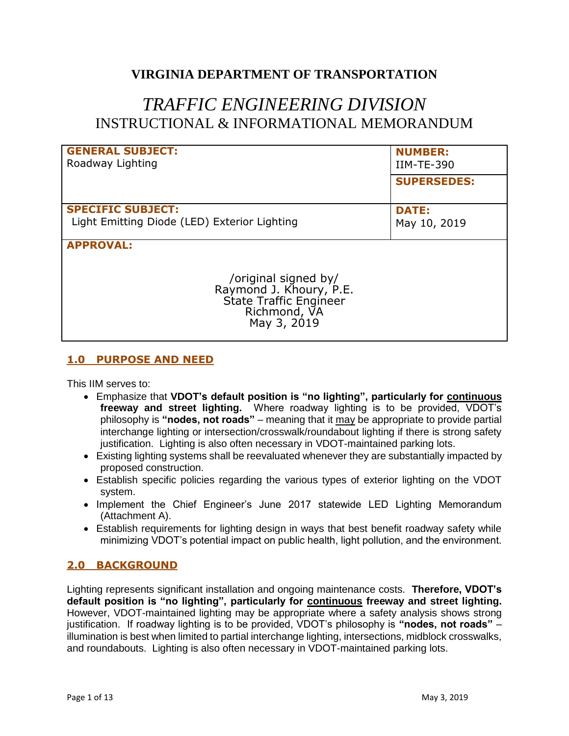# VIRGINIA DEPARTMENT OF TRANSPORTATION

## *TRAFFIC ENGINEERING DIVISION*
## INSTRUCTIONAL & INFORMATIONAL MEMORANDUM

| **GENERAL SUBJECT:** Roadway Lighting | **NUMBER:** IIM-TE-390 |
| --- | --- |
| | **SUPERSEDES:** |
| **SPECIFIC SUBJECT:** Light Emitting Diode (LED) Exterior Lighting | **DATE:** May 10, 2019 |
| **APPROVAL:** /original signed by/ Raymond J. Khoury, P.E. State Traffic Engineer Richmond, VA May 3, 2019 | |

## 1.0 PURPOSE AND NEED

This IIM serves to:

- Emphasize that **VDOT's default position is "no lighting", particularly for continuous freeway and street lighting.** Where roadway lighting is to be provided, VDOT's philosophy is **"nodes, not roads"** – meaning that it may be appropriate to provide partial interchange lighting or intersection/crosswalk/roundabout lighting if there is strong safety justification. Lighting is also often necessary in VDOT-maintained parking lots.
- Existing lighting systems shall be reevaluated whenever they are substantially impacted by proposed construction.
- Establish specific policies regarding the various types of exterior lighting on the VDOT system.
- Implement the Chief Engineer's June 2017 statewide LED Lighting Memorandum (Attachment A).
- Establish requirements for lighting design in ways that best benefit roadway safety while minimizing VDOT's potential impact on public health, light pollution, and the environment.

## 2.0 BACKGROUND

Lighting represents significant installation and ongoing maintenance costs. **Therefore, VDOT's default position is "no lighting", particularly for continuous freeway and street lighting.** However, VDOT-maintained lighting may be appropriate where a safety analysis shows strong justification. If roadway lighting is to be provided, VDOT's philosophy is **"nodes, not roads"** – illumination is best when limited to partial interchange lighting, intersections, midblock crosswalks, and roundabouts. Lighting is also often necessary in VDOT-maintained parking lots.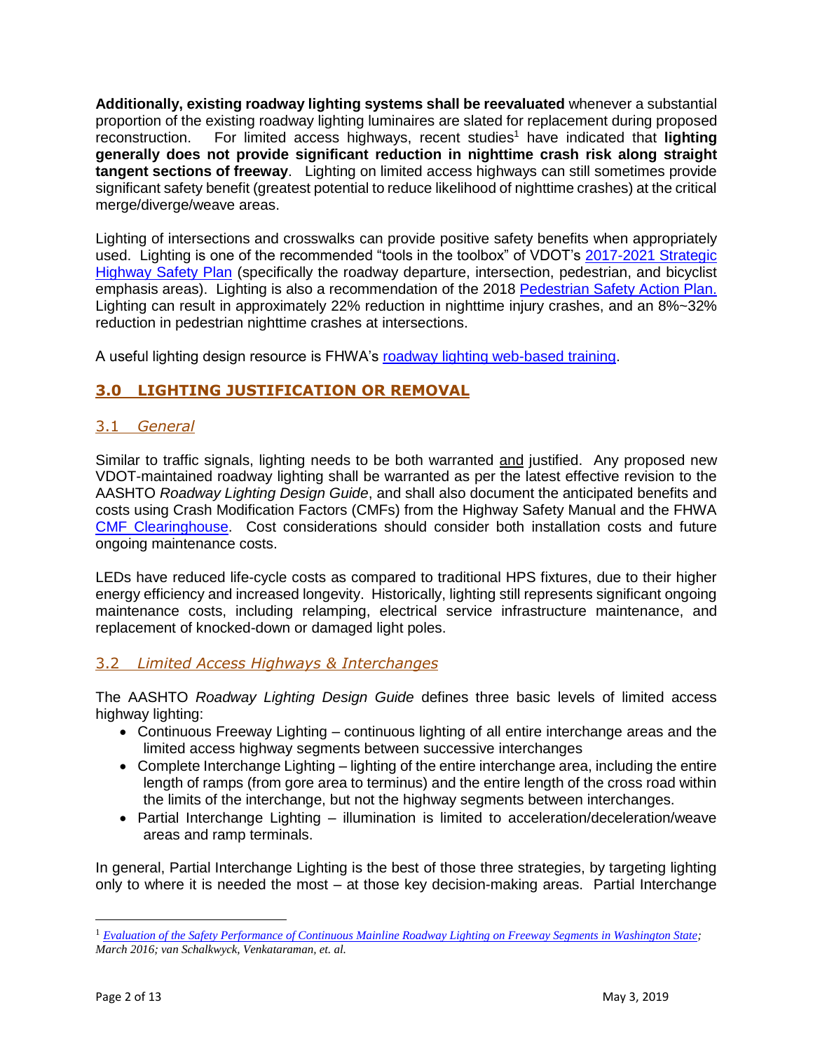**Additionally, existing roadway lighting systems shall be reevaluated** whenever a substantial proportion of the existing roadway lighting luminaires are slated for replacement during proposed reconstruction. For limited access highways, recent studies[1] have indicated that **lighting generally does not provide significant reduction in nighttime crash risk along straight tangent sections of freeway**. Lighting on limited access highways can still sometimes provide significant safety benefit (greatest potential to reduce likelihood of nighttime crashes) at the critical merge/diverge/weave areas.

Lighting of intersections and crosswalks can provide positive safety benefits when appropriately used. Lighting is one of the recommended "tools in the toolbox" of VDOT's [2017-2021 Strategic Highway Safety Plan] (specifically the roadway departure, intersection, pedestrian, and bicyclist emphasis areas). Lighting is also a recommendation of the 2018 [Pedestrian Safety Action Plan.] Lighting can result in approximately 22% reduction in nighttime injury crashes, and an 8%~32% reduction in pedestrian nighttime crashes at intersections.

A useful lighting design resource is FHWA's [roadway lighting web-based training].

## 3.0 LIGHTING JUSTIFICATION OR REMOVAL

### 3.1 *General*

Similar to traffic signals, lighting needs to be both warranted and justified. Any proposed new VDOT-maintained roadway lighting shall be warranted as per the latest effective revision to the AASHTO *Roadway Lighting Design Guide*, and shall also document the anticipated benefits and costs using Crash Modification Factors (CMFs) from the Highway Safety Manual and the FHWA [CMF Clearinghouse]. Cost considerations should consider both installation costs and future ongoing maintenance costs.

LEDs have reduced life-cycle costs as compared to traditional HPS fixtures, due to their higher energy efficiency and increased longevity. Historically, lighting still represents significant ongoing maintenance costs, including relamping, electrical service infrastructure maintenance, and replacement of knocked-down or damaged light poles.

### 3.2 *Limited Access Highways & Interchanges*

The AASHTO *Roadway Lighting Design Guide* defines three basic levels of limited access highway lighting:

- Continuous Freeway Lighting – continuous lighting of all entire interchange areas and the limited access highway segments between successive interchanges
- Complete Interchange Lighting – lighting of the entire interchange area, including the entire length of ramps (from gore area to terminus) and the entire length of the cross road within the limits of the interchange, but not the highway segments between interchanges.
- Partial Interchange Lighting – illumination is limited to acceleration/deceleration/weave areas and ramp terminals.

In general, Partial Interchange Lighting is the best of those three strategies, by targeting lighting only to where it is needed the most – at those key decision-making areas. Partial Interchange

---

[1] *Evaluation of the Safety Performance of Continuous Mainline Roadway Lighting on Freeway Segments in Washington State; March 2016; van Schalkwyck, Venkataraman, et. al.*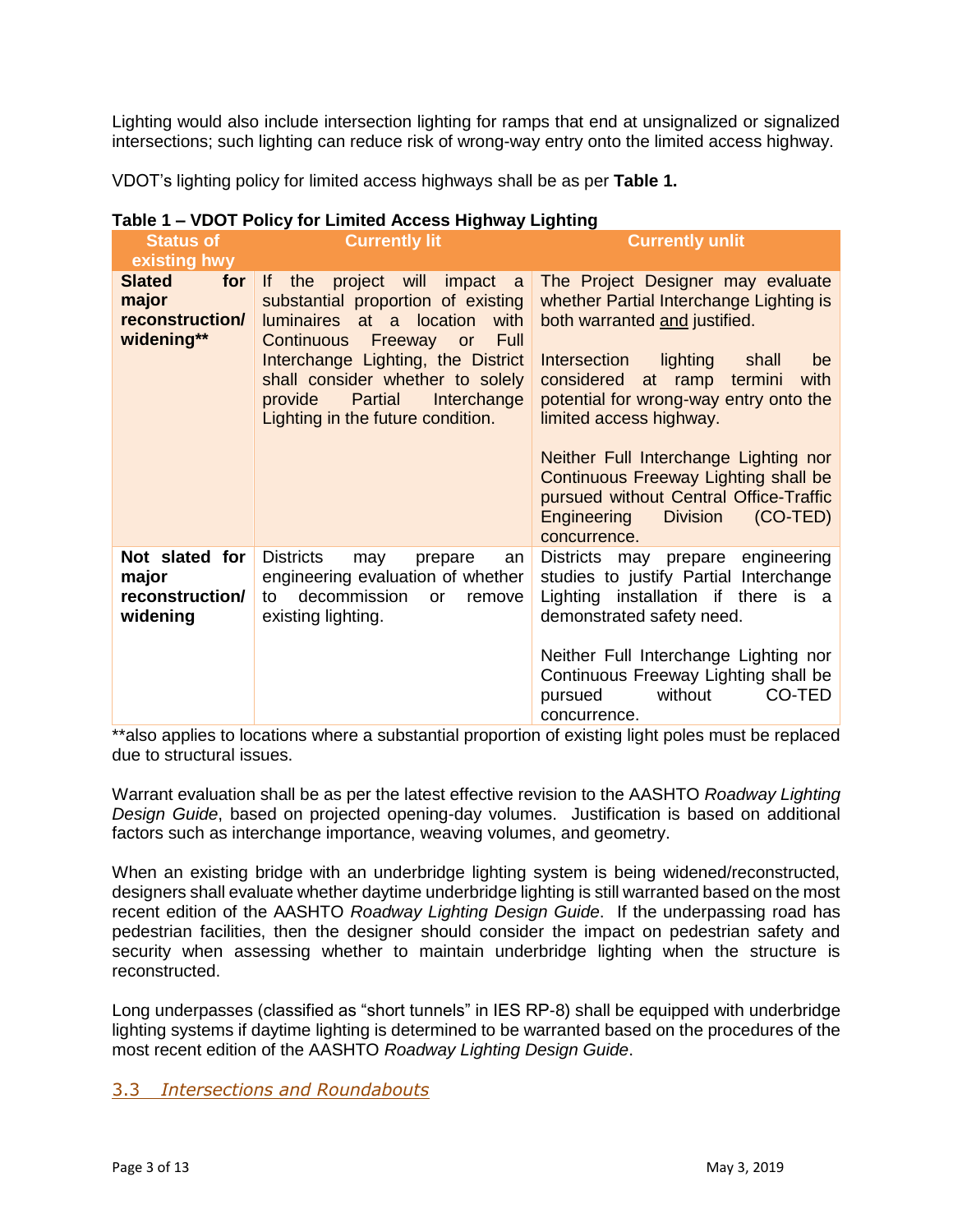Lighting would also include intersection lighting for ramps that end at unsignalized or signalized intersections; such lighting can reduce risk of wrong-way entry onto the limited access highway.

VDOT's lighting policy for limited access highways shall be as per **Table 1.**

**Table 1 – VDOT Policy for Limited Access Highway Lighting**

| Status of existing hwy | Currently lit | Currently unlit |
|---|---|---|
| **Slated for major reconstruction/ widening**** | If the project will impact a substantial proportion of existing luminaires at a location with Continuous Freeway or Full Interchange Lighting, the District shall consider whether to solely provide Partial Interchange Lighting in the future condition. | The Project Designer may evaluate whether Partial Interchange Lighting is both warranted <u>and</u> justified.<br><br>Intersection lighting shall be considered at ramp termini with potential for wrong-way entry onto the limited access highway.<br><br>Neither Full Interchange Lighting nor Continuous Freeway Lighting shall be pursued without Central Office-Traffic Engineering Division (CO-TED) concurrence. |
| **Not slated for major reconstruction/ widening** | Districts may prepare an engineering evaluation of whether to decommission or remove existing lighting. | Districts may prepare engineering studies to justify Partial Interchange Lighting installation if there is a demonstrated safety need.<br><br>Neither Full Interchange Lighting nor Continuous Freeway Lighting shall be pursued without CO-TED concurrence. |

**also applies to locations where a substantial proportion of existing light poles must be replaced due to structural issues.

Warrant evaluation shall be as per the latest effective revision to the AASHTO *Roadway Lighting Design Guide*, based on projected opening-day volumes. Justification is based on additional factors such as interchange importance, weaving volumes, and geometry.

When an existing bridge with an underbridge lighting system is being widened/reconstructed, designers shall evaluate whether daytime underbridge lighting is still warranted based on the most recent edition of the AASHTO *Roadway Lighting Design Guide*. If the underpassing road has pedestrian facilities, then the designer should consider the impact on pedestrian safety and security when assessing whether to maintain underbridge lighting when the structure is reconstructed.

Long underpasses (classified as "short tunnels" in IES RP-8) shall be equipped with underbridge lighting systems if daytime lighting is determined to be warranted based on the procedures of the most recent edition of the AASHTO *Roadway Lighting Design Guide*.

## 3.3 *Intersections and Roundabouts*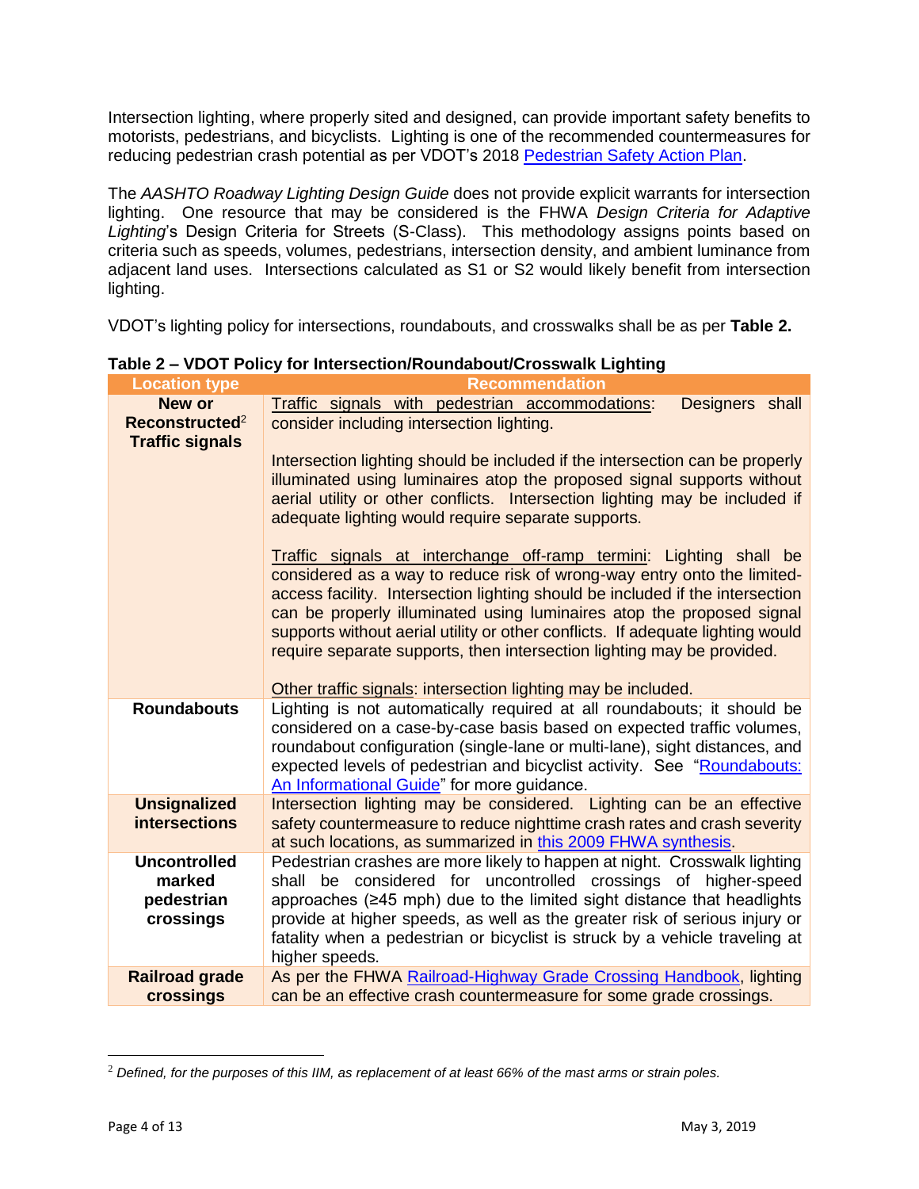Intersection lighting, where properly sited and designed, can provide important safety benefits to motorists, pedestrians, and bicyclists. Lighting is one of the recommended countermeasures for reducing pedestrian crash potential as per VDOT's 2018 Pedestrian Safety Action Plan.

The *AASHTO Roadway Lighting Design Guide* does not provide explicit warrants for intersection lighting. One resource that may be considered is the FHWA *Design Criteria for Adaptive Lighting*'s Design Criteria for Streets (S-Class). This methodology assigns points based on criteria such as speeds, volumes, pedestrians, intersection density, and ambient luminance from adjacent land uses. Intersections calculated as S1 or S2 would likely benefit from intersection lighting.

VDOT's lighting policy for intersections, roundabouts, and crosswalks shall be as per **Table 2.**

**Table 2 – VDOT Policy for Intersection/Roundabout/Crosswalk Lighting**

| Location type | Recommendation |
|---|---|
| **New or Reconstructed[2] Traffic signals** | Traffic signals with pedestrian accommodations: Designers shall consider including intersection lighting.<br><br>Intersection lighting should be included if the intersection can be properly illuminated using luminaires atop the proposed signal supports without aerial utility or other conflicts. Intersection lighting may be included if adequate lighting would require separate supports.<br><br>Traffic signals at interchange off-ramp termini: Lighting shall be considered as a way to reduce risk of wrong-way entry onto the limited-access facility. Intersection lighting should be included if the intersection can be properly illuminated using luminaires atop the proposed signal supports without aerial utility or other conflicts. If adequate lighting would require separate supports, then intersection lighting may be provided.<br><br>Other traffic signals: intersection lighting may be included. |
| **Roundabouts** | Lighting is not automatically required at all roundabouts; it should be considered on a case-by-case basis based on expected traffic volumes, roundabout configuration (single-lane or multi-lane), sight distances, and expected levels of pedestrian and bicyclist activity. See "Roundabouts: An Informational Guide" for more guidance. |
| **Unsignalized intersections** | Intersection lighting may be considered. Lighting can be an effective safety countermeasure to reduce nighttime crash rates and crash severity at such locations, as summarized in this 2009 FHWA synthesis. |
| **Uncontrolled marked pedestrian crossings** | Pedestrian crashes are more likely to happen at night. Crosswalk lighting shall be considered for uncontrolled crossings of higher-speed approaches (≥45 mph) due to the limited sight distance that headlights provide at higher speeds, as well as the greater risk of serious injury or fatality when a pedestrian or bicyclist is struck by a vehicle traveling at higher speeds. |
| **Railroad grade crossings** | As per the FHWA Railroad-Highway Grade Crossing Handbook, lighting can be an effective crash countermeasure for some grade crossings. |

[2] *Defined, for the purposes of this IIM, as replacement of at least 66% of the mast arms or strain poles.*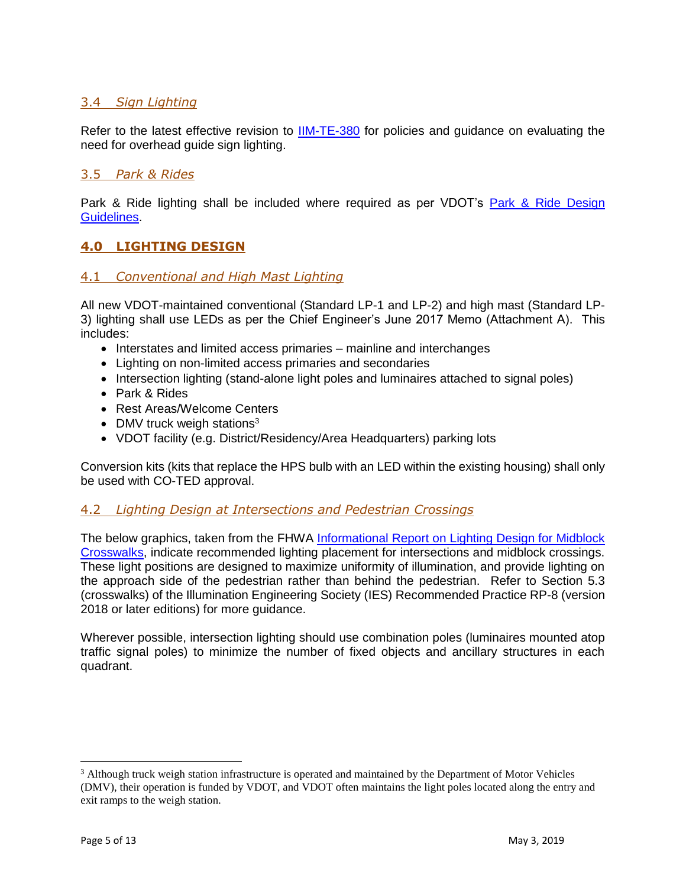### 3.4 *Sign Lighting*

Refer to the latest effective revision to IIM-TE-380 for policies and guidance on evaluating the need for overhead guide sign lighting.

### 3.5 *Park & Rides*

Park & Ride lighting shall be included where required as per VDOT's Park & Ride Design Guidelines.

## 4.0 LIGHTING DESIGN

### 4.1 *Conventional and High Mast Lighting*

All new VDOT-maintained conventional (Standard LP-1 and LP-2) and high mast (Standard LP-3) lighting shall use LEDs as per the Chief Engineer's June 2017 Memo (Attachment A). This includes:

- Interstates and limited access primaries – mainline and interchanges
- Lighting on non-limited access primaries and secondaries
- Intersection lighting (stand-alone light poles and luminaires attached to signal poles)
- Park & Rides
- Rest Areas/Welcome Centers
- DMV truck weigh stations[3]
- VDOT facility (e.g. District/Residency/Area Headquarters) parking lots

Conversion kits (kits that replace the HPS bulb with an LED within the existing housing) shall only be used with CO-TED approval.

### 4.2 *Lighting Design at Intersections and Pedestrian Crossings*

The below graphics, taken from the FHWA Informational Report on Lighting Design for Midblock Crosswalks, indicate recommended lighting placement for intersections and midblock crossings. These light positions are designed to maximize uniformity of illumination, and provide lighting on the approach side of the pedestrian rather than behind the pedestrian. Refer to Section 5.3 (crosswalks) of the Illumination Engineering Society (IES) Recommended Practice RP-8 (version 2018 or later editions) for more guidance.

Wherever possible, intersection lighting should use combination poles (luminaires mounted atop traffic signal poles) to minimize the number of fixed objects and ancillary structures in each quadrant.

---

[3] Although truck weigh station infrastructure is operated and maintained by the Department of Motor Vehicles (DMV), their operation is funded by VDOT, and VDOT often maintains the light poles located along the entry and exit ramps to the weigh station.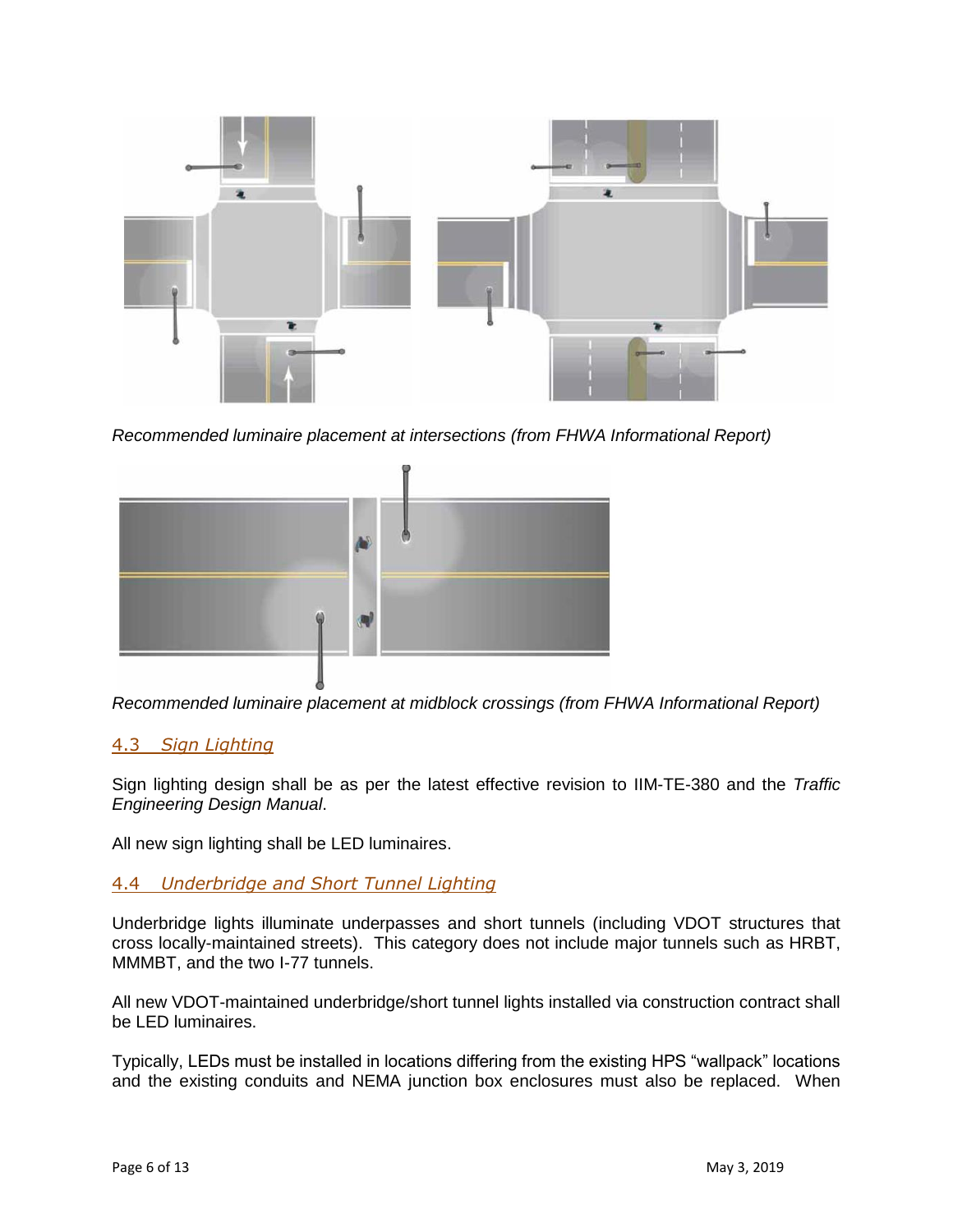*Recommended luminaire placement at intersections (from FHWA Informational Report)*

*Recommended luminaire placement at midblock crossings (from FHWA Informational Report)*

## 4.3 Sign Lighting

Sign lighting design shall be as per the latest effective revision to IIM-TE-380 and the *Traffic Engineering Design Manual*.

All new sign lighting shall be LED luminaires.

## 4.4 Underbridge and Short Tunnel Lighting

Underbridge lights illuminate underpasses and short tunnels (including VDOT structures that cross locally-maintained streets). This category does not include major tunnels such as HRBT, MMMBT, and the two I-77 tunnels.

All new VDOT-maintained underbridge/short tunnel lights installed via construction contract shall be LED luminaires.

Typically, LEDs must be installed in locations differing from the existing HPS "wallpack" locations and the existing conduits and NEMA junction box enclosures must also be replaced. When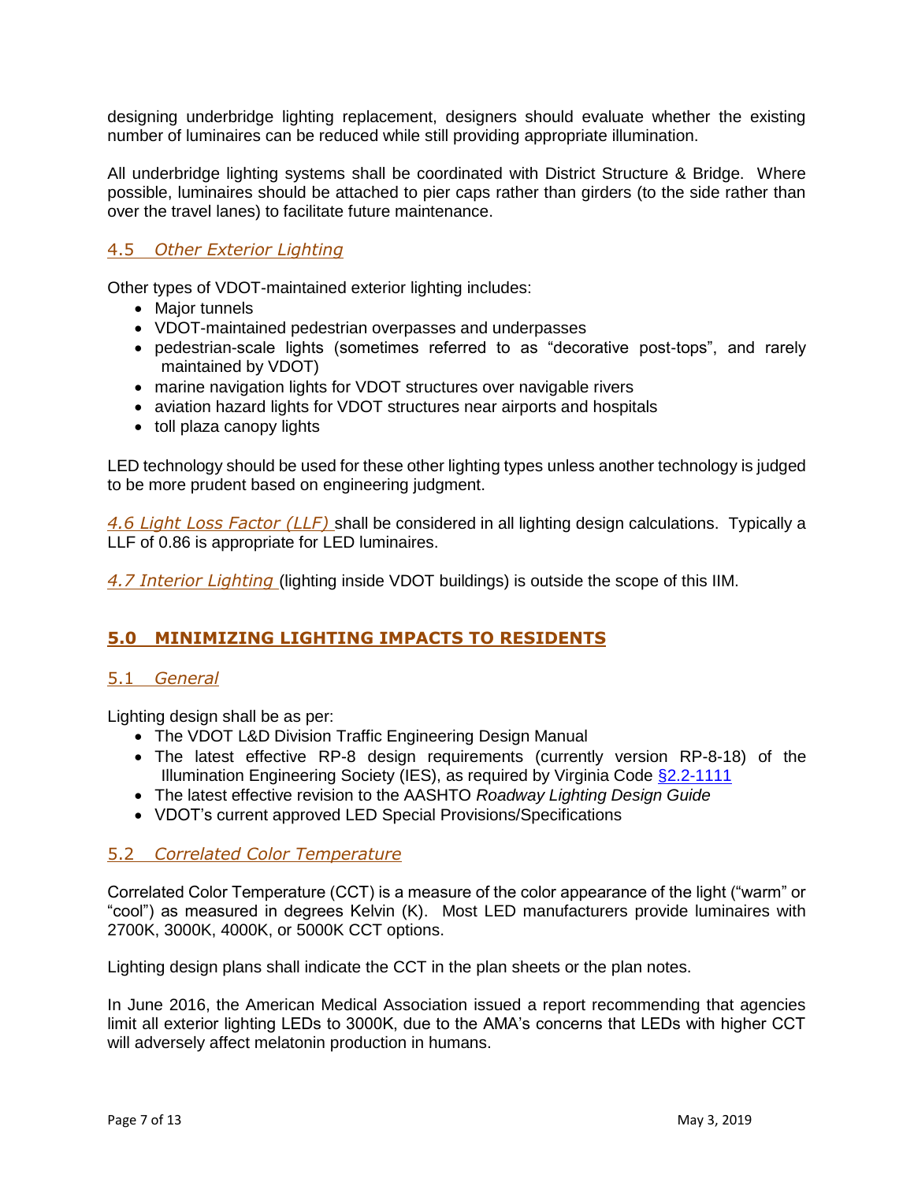designing underbridge lighting replacement, designers should evaluate whether the existing number of luminaires can be reduced while still providing appropriate illumination.

All underbridge lighting systems shall be coordinated with District Structure & Bridge. Where possible, luminaires should be attached to pier caps rather than girders (to the side rather than over the travel lanes) to facilitate future maintenance.

### 4.5 *Other Exterior Lighting*

Other types of VDOT-maintained exterior lighting includes:

- Major tunnels
- VDOT-maintained pedestrian overpasses and underpasses
- pedestrian-scale lights (sometimes referred to as "decorative post-tops", and rarely maintained by VDOT)
- marine navigation lights for VDOT structures over navigable rivers
- aviation hazard lights for VDOT structures near airports and hospitals
- toll plaza canopy lights

LED technology should be used for these other lighting types unless another technology is judged to be more prudent based on engineering judgment.

*4.6 Light Loss Factor (LLF)* shall be considered in all lighting design calculations. Typically a LLF of 0.86 is appropriate for LED luminaires.

*4.7 Interior Lighting* (lighting inside VDOT buildings) is outside the scope of this IIM.

## 5.0 MINIMIZING LIGHTING IMPACTS TO RESIDENTS

### 5.1 *General*

Lighting design shall be as per:

- The VDOT L&D Division Traffic Engineering Design Manual
- The latest effective RP-8 design requirements (currently version RP-8-18) of the Illumination Engineering Society (IES), as required by Virginia Code [§2.2-1111](#)
- The latest effective revision to the AASHTO *Roadway Lighting Design Guide*
- VDOT's current approved LED Special Provisions/Specifications

### 5.2 *Correlated Color Temperature*

Correlated Color Temperature (CCT) is a measure of the color appearance of the light ("warm" or "cool") as measured in degrees Kelvin (K). Most LED manufacturers provide luminaires with 2700K, 3000K, 4000K, or 5000K CCT options.

Lighting design plans shall indicate the CCT in the plan sheets or the plan notes.

In June 2016, the American Medical Association issued a report recommending that agencies limit all exterior lighting LEDs to 3000K, due to the AMA's concerns that LEDs with higher CCT will adversely affect melatonin production in humans.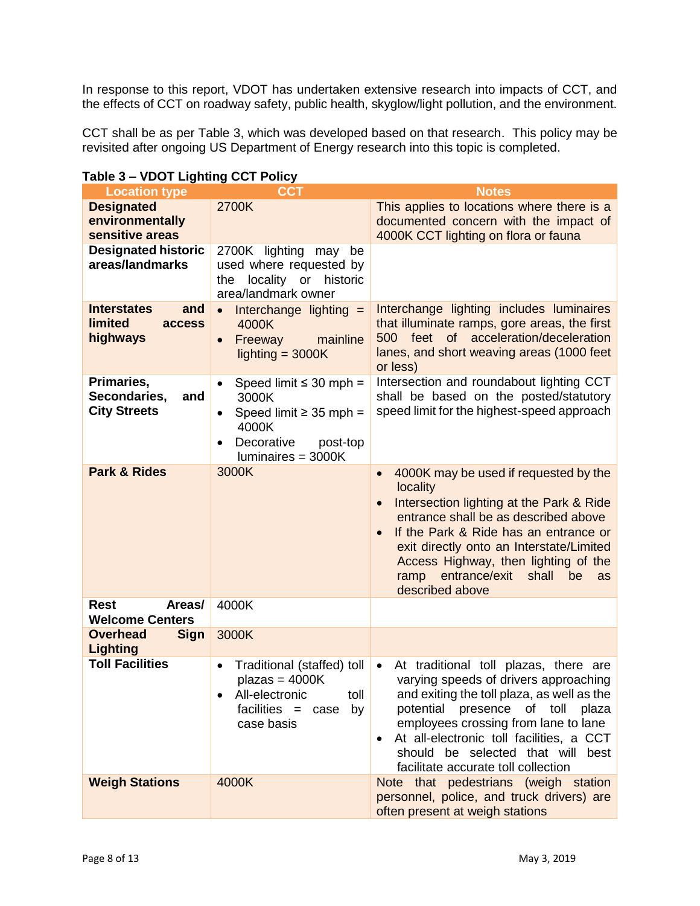In response to this report, VDOT has undertaken extensive research into impacts of CCT, and the effects of CCT on roadway safety, public health, skyglow/light pollution, and the environment.

CCT shall be as per Table 3, which was developed based on that research. This policy may be revisited after ongoing US Department of Energy research into this topic is completed.

**Table 3 – VDOT Lighting CCT Policy**

| Location type | CCT | Notes |
|---|---|---|
| **Designated environmentally sensitive areas** | 2700K | This applies to locations where there is a documented concern with the impact of 4000K CCT lighting on flora or fauna |
| **Designated historic areas/landmarks** | 2700K lighting may be used where requested by the locality or historic area/landmark owner | |
| **Interstates and limited access highways** | • Interchange lighting = 4000K<br>• Freeway mainline lighting = 3000K | Interchange lighting includes luminaires that illuminate ramps, gore areas, the first 500 feet of acceleration/deceleration lanes, and short weaving areas (1000 feet or less) |
| **Primaries, Secondaries, and City Streets** | • Speed limit ≤ 30 mph = 3000K<br>• Speed limit ≥ 35 mph = 4000K<br>• Decorative post-top luminaires = 3000K | Intersection and roundabout lighting CCT shall be based on the posted/statutory speed limit for the highest-speed approach |
| **Park & Rides** | 3000K | • 4000K may be used if requested by the locality<br>• Intersection lighting at the Park & Ride entrance shall be as described above<br>• If the Park & Ride has an entrance or exit directly onto an Interstate/Limited Access Highway, then lighting of the ramp entrance/exit shall be as described above |
| **Rest Areas/ Welcome Centers** | 4000K | |
| **Overhead Sign Lighting** | 3000K | |
| **Toll Facilities** | • Traditional (staffed) toll plazas = 4000K<br>• All-electronic toll facilities = case by case basis | • At traditional toll plazas, there are varying speeds of drivers approaching and exiting the toll plaza, as well as the potential presence of toll plaza employees crossing from lane to lane<br>• At all-electronic toll facilities, a CCT should be selected that will best facilitate accurate toll collection |
| **Weigh Stations** | 4000K | Note that pedestrians (weigh station personnel, police, and truck drivers) are often present at weigh stations |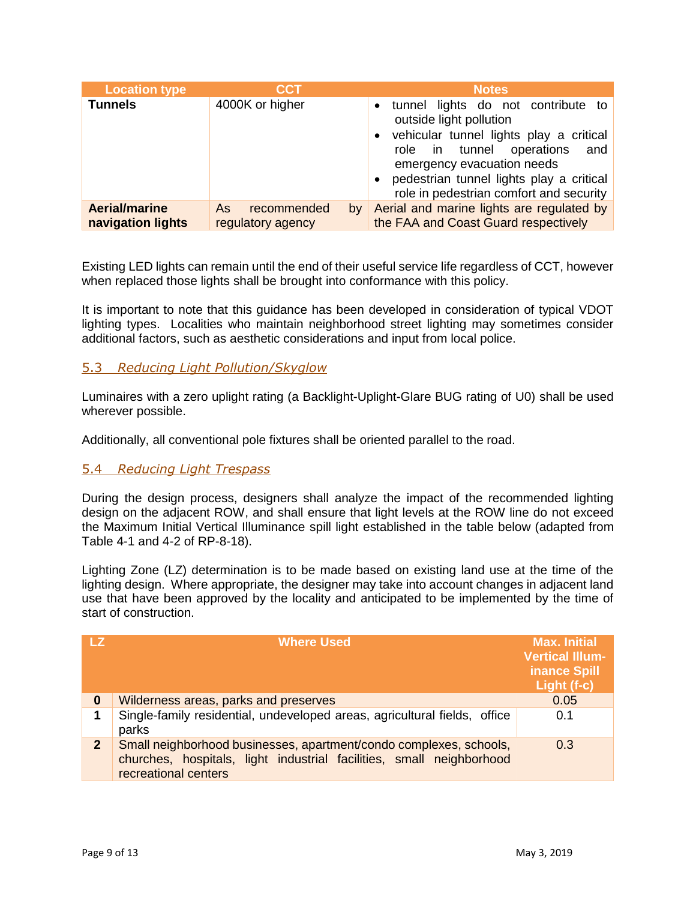| Location type | CCT | Notes |
|---|---|---|
| **Tunnels** | 4000K or higher | • tunnel lights do not contribute to outside light pollution<br>• vehicular tunnel lights play a critical role in tunnel operations and emergency evacuation needs<br>• pedestrian tunnel lights play a critical role in pedestrian comfort and security |
| **Aerial/marine navigation lights** | As recommended by regulatory agency | Aerial and marine lights are regulated by the FAA and Coast Guard respectively |

Existing LED lights can remain until the end of their useful service life regardless of CCT, however when replaced those lights shall be brought into conformance with this policy.

It is important to note that this guidance has been developed in consideration of typical VDOT lighting types. Localities who maintain neighborhood street lighting may sometimes consider additional factors, such as aesthetic considerations and input from local police.

## 5.3 *Reducing Light Pollution/Skyglow*

Luminaires with a zero uplight rating (a Backlight-Uplight-Glare BUG rating of U0) shall be used wherever possible.

Additionally, all conventional pole fixtures shall be oriented parallel to the road.

## 5.4 *Reducing Light Trespass*

During the design process, designers shall analyze the impact of the recommended lighting design on the adjacent ROW, and shall ensure that light levels at the ROW line do not exceed the Maximum Initial Vertical Illuminance spill light established in the table below (adapted from Table 4-1 and 4-2 of RP-8-18).

Lighting Zone (LZ) determination is to be made based on existing land use at the time of the lighting design. Where appropriate, the designer may take into account changes in adjacent land use that have been approved by the locality and anticipated to be implemented by the time of start of construction.

| LZ | Where Used | Max. Initial Vertical Illum-inance Spill Light (f-c) |
|---|---|---|
| **0** | Wilderness areas, parks and preserves | 0.05 |
| **1** | Single-family residential, undeveloped areas, agricultural fields, office parks | 0.1 |
| **2** | Small neighborhood businesses, apartment/condo complexes, schools, churches, hospitals, light industrial facilities, small neighborhood recreational centers | 0.3 |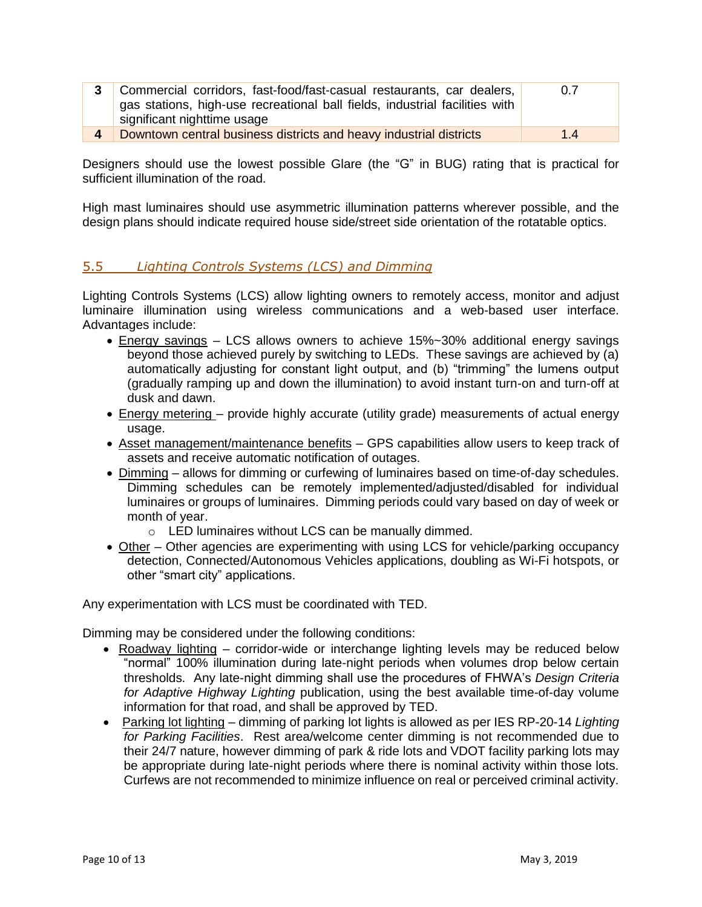| 3 | Commercial corridors, fast-food/fast-casual restaurants, car dealers, gas stations, high-use recreational ball fields, industrial facilities with significant nighttime usage | 0.7 |
|---|---|---|
| 4 | Downtown central business districts and heavy industrial districts | 1.4 |

Designers should use the lowest possible Glare (the "G" in BUG) rating that is practical for sufficient illumination of the road.

High mast luminaires should use asymmetric illumination patterns wherever possible, and the design plans should indicate required house side/street side orientation of the rotatable optics.

## 5.5 *Lighting Controls Systems (LCS) and Dimming*

Lighting Controls Systems (LCS) allow lighting owners to remotely access, monitor and adjust luminaire illumination using wireless communications and a web-based user interface. Advantages include:

- Energy savings – LCS allows owners to achieve 15%~30% additional energy savings beyond those achieved purely by switching to LEDs. These savings are achieved by (a) automatically adjusting for constant light output, and (b) "trimming" the lumens output (gradually ramping up and down the illumination) to avoid instant turn-on and turn-off at dusk and dawn.
- Energy metering – provide highly accurate (utility grade) measurements of actual energy usage.
- Asset management/maintenance benefits – GPS capabilities allow users to keep track of assets and receive automatic notification of outages.
- Dimming – allows for dimming or curfewing of luminaires based on time-of-day schedules. Dimming schedules can be remotely implemented/adjusted/disabled for individual luminaires or groups of luminaires. Dimming periods could vary based on day of week or month of year.
    - LED luminaires without LCS can be manually dimmed.
- Other – Other agencies are experimenting with using LCS for vehicle/parking occupancy detection, Connected/Autonomous Vehicles applications, doubling as Wi-Fi hotspots, or other "smart city" applications.

Any experimentation with LCS must be coordinated with TED.

Dimming may be considered under the following conditions:

- Roadway lighting – corridor-wide or interchange lighting levels may be reduced below "normal" 100% illumination during late-night periods when volumes drop below certain thresholds. Any late-night dimming shall use the procedures of FHWA's *Design Criteria for Adaptive Highway Lighting* publication, using the best available time-of-day volume information for that road, and shall be approved by TED.
- Parking lot lighting – dimming of parking lot lights is allowed as per IES RP-20-14 *Lighting for Parking Facilities*. Rest area/welcome center dimming is not recommended due to their 24/7 nature, however dimming of park & ride lots and VDOT facility parking lots may be appropriate during late-night periods where there is nominal activity within those lots. Curfews are not recommended to minimize influence on real or perceived criminal activity.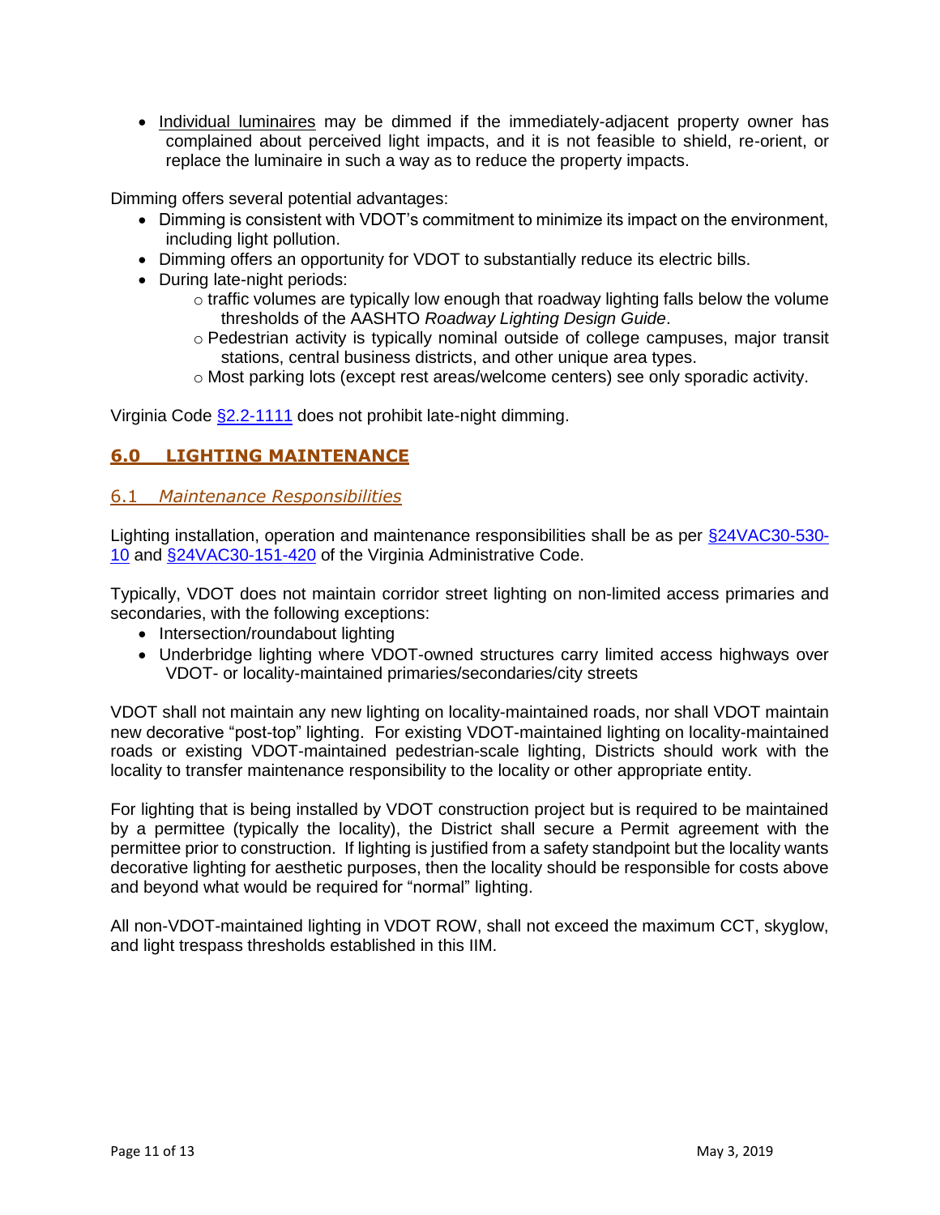- Individual luminaires may be dimmed if the immediately-adjacent property owner has complained about perceived light impacts, and it is not feasible to shield, re-orient, or replace the luminaire in such a way as to reduce the property impacts.

Dimming offers several potential advantages:

- Dimming is consistent with VDOT's commitment to minimize its impact on the environment, including light pollution.
- Dimming offers an opportunity for VDOT to substantially reduce its electric bills.
- During late-night periods:
  - traffic volumes are typically low enough that roadway lighting falls below the volume thresholds of the AASHTO *Roadway Lighting Design Guide*.
  - Pedestrian activity is typically nominal outside of college campuses, major transit stations, central business districts, and other unique area types.
  - Most parking lots (except rest areas/welcome centers) see only sporadic activity.

Virginia Code §2.2-1111 does not prohibit late-night dimming.

## 6.0 LIGHTING MAINTENANCE

### 6.1 *Maintenance Responsibilities*

Lighting installation, operation and maintenance responsibilities shall be as per §24VAC30-530-10 and §24VAC30-151-420 of the Virginia Administrative Code.

Typically, VDOT does not maintain corridor street lighting on non-limited access primaries and secondaries, with the following exceptions:

- Intersection/roundabout lighting
- Underbridge lighting where VDOT-owned structures carry limited access highways over VDOT- or locality-maintained primaries/secondaries/city streets

VDOT shall not maintain any new lighting on locality-maintained roads, nor shall VDOT maintain new decorative "post-top" lighting. For existing VDOT-maintained lighting on locality-maintained roads or existing VDOT-maintained pedestrian-scale lighting, Districts should work with the locality to transfer maintenance responsibility to the locality or other appropriate entity.

For lighting that is being installed by VDOT construction project but is required to be maintained by a permittee (typically the locality), the District shall secure a Permit agreement with the permittee prior to construction. If lighting is justified from a safety standpoint but the locality wants decorative lighting for aesthetic purposes, then the locality should be responsible for costs above and beyond what would be required for "normal" lighting.

All non-VDOT-maintained lighting in VDOT ROW, shall not exceed the maximum CCT, skyglow, and light trespass thresholds established in this IIM.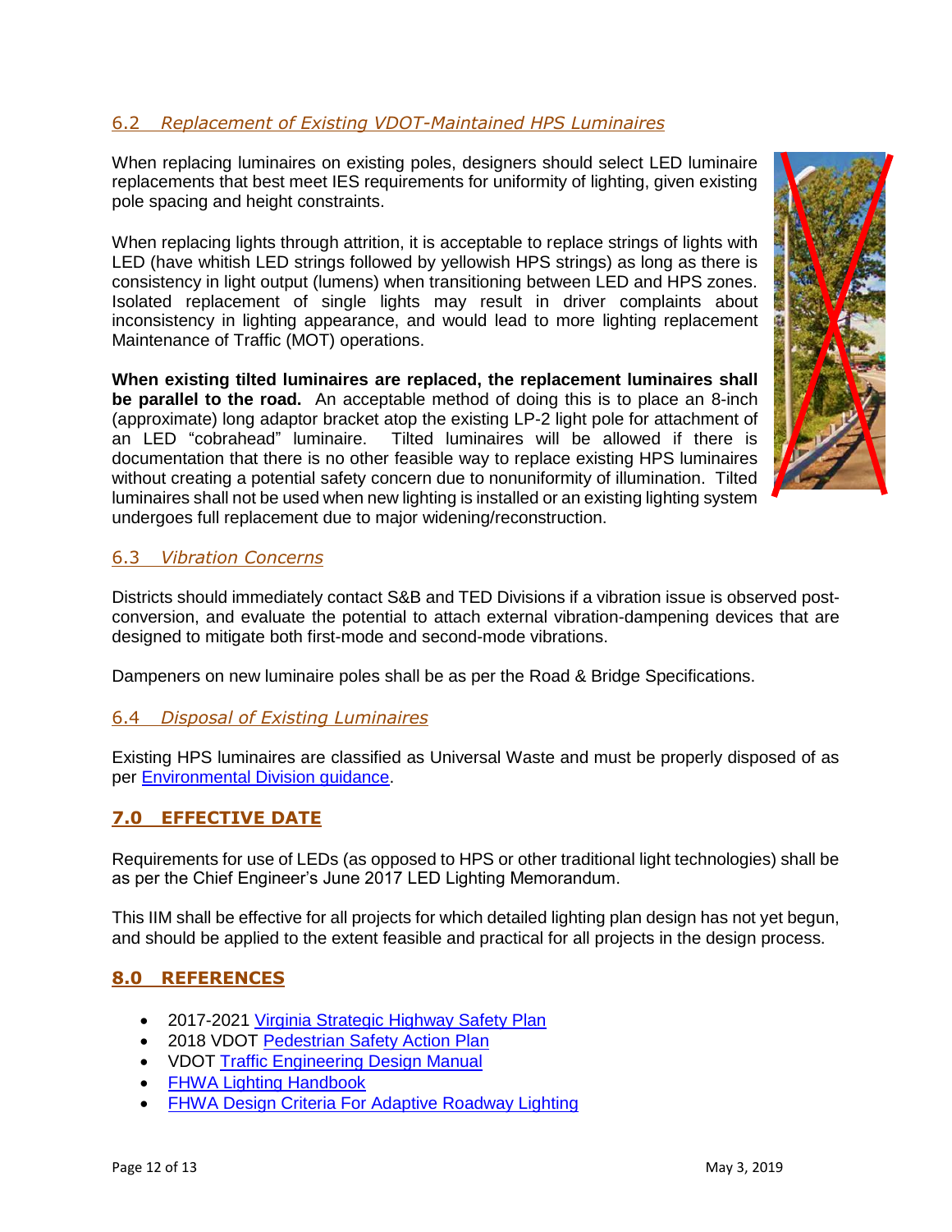### 6.2 *Replacement of Existing VDOT-Maintained HPS Luminaires*

When replacing luminaires on existing poles, designers should select LED luminaire replacements that best meet IES requirements for uniformity of lighting, given existing pole spacing and height constraints.

When replacing lights through attrition, it is acceptable to replace strings of lights with LED (have whitish LED strings followed by yellowish HPS strings) as long as there is consistency in light output (lumens) when transitioning between LED and HPS zones. Isolated replacement of single lights may result in driver complaints about inconsistency in lighting appearance, and would lead to more lighting replacement Maintenance of Traffic (MOT) operations.

**When existing tilted luminaires are replaced, the replacement luminaires shall be parallel to the road.** An acceptable method of doing this is to place an 8-inch (approximate) long adaptor bracket atop the existing LP-2 light pole for attachment of an LED "cobrahead" luminaire. Tilted luminaires will be allowed if there is documentation that there is no other feasible way to replace existing HPS luminaires without creating a potential safety concern due to nonuniformity of illumination. Tilted luminaires shall not be used when new lighting is installed or an existing lighting system undergoes full replacement due to major widening/reconstruction.

### 6.3 *Vibration Concerns*

Districts should immediately contact S&B and TED Divisions if a vibration issue is observed post-conversion, and evaluate the potential to attach external vibration-dampening devices that are designed to mitigate both first-mode and second-mode vibrations.

Dampeners on new luminaire poles shall be as per the Road & Bridge Specifications.

### 6.4 *Disposal of Existing Luminaires*

Existing HPS luminaires are classified as Universal Waste and must be properly disposed of as per Environmental Division guidance.

## 7.0 EFFECTIVE DATE

Requirements for use of LEDs (as opposed to HPS or other traditional light technologies) shall be as per the Chief Engineer's June 2017 LED Lighting Memorandum.

This IIM shall be effective for all projects for which detailed lighting plan design has not yet begun, and should be applied to the extent feasible and practical for all projects in the design process.

## 8.0 REFERENCES

- 2017-2021 Virginia Strategic Highway Safety Plan
- 2018 VDOT Pedestrian Safety Action Plan
- VDOT Traffic Engineering Design Manual
- FHWA Lighting Handbook
- FHWA Design Criteria For Adaptive Roadway Lighting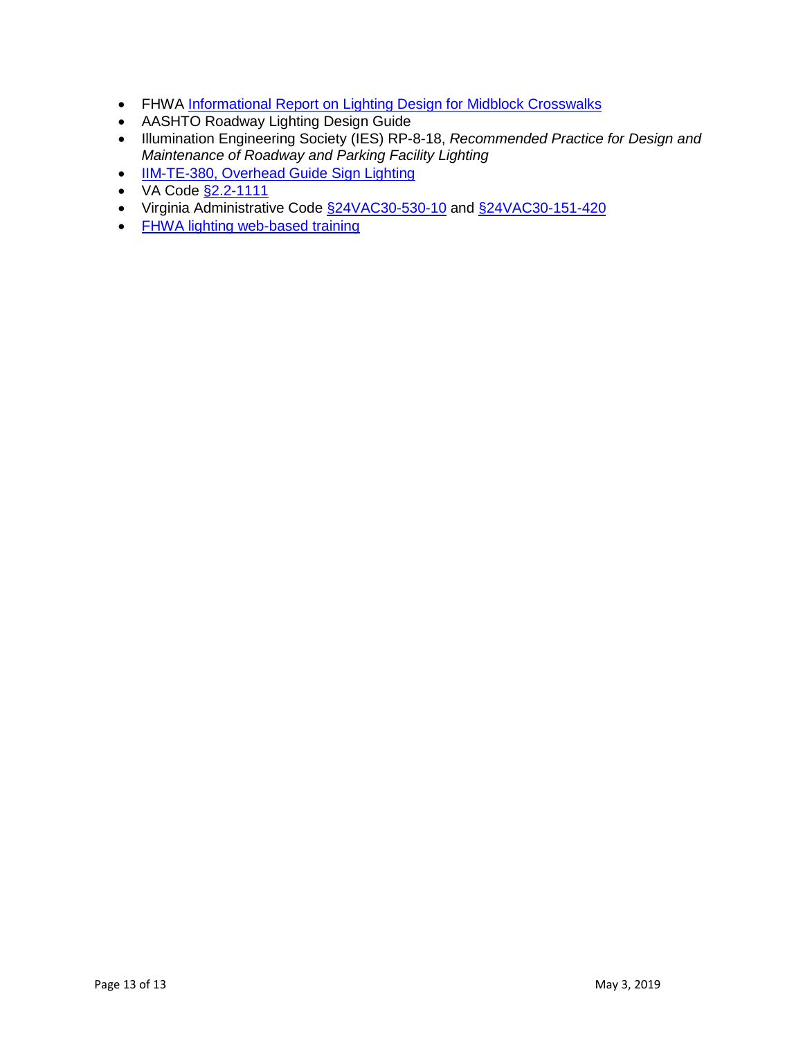- FHWA Informational Report on Lighting Design for Midblock Crosswalks
- AASHTO Roadway Lighting Design Guide
- Illumination Engineering Society (IES) RP-8-18, *Recommended Practice for Design and Maintenance of Roadway and Parking Facility Lighting*
- IIM-TE-380, Overhead Guide Sign Lighting
- VA Code §2.2-1111
- Virginia Administrative Code §24VAC30-530-10 and §24VAC30-151-420
- FHWA lighting web-based training